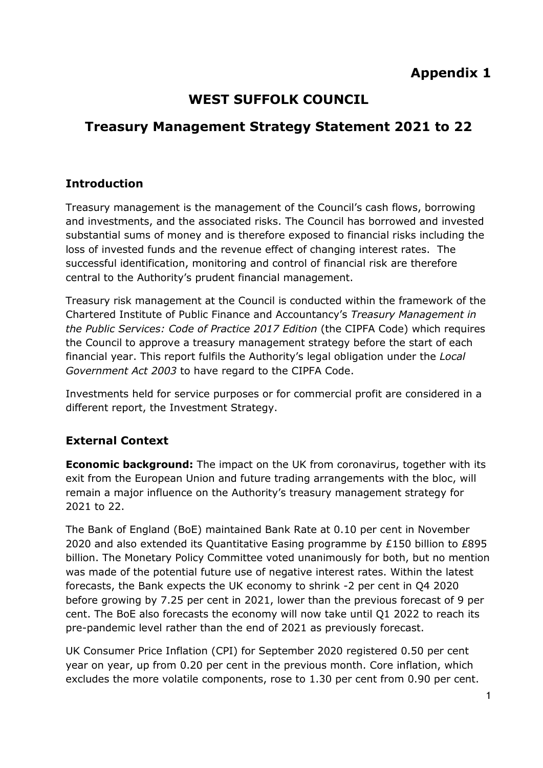**Appendix 1**

# WEST SUFFOLK COUNCIL

# Treasury Management Strategy Statement 2021 to 22

## Introduction

Treasury management is the management of the Council's cash flows, borrowing and investments, and the associated risks. The Council has borrowed and invested substantial sums of money and is therefore exposed to financial risks including the loss of invested funds and the revenue effect of changing interest rates. The successful identification, monitoring and control of financial risk are therefore central to the Authority's prudent financial management.

Treasury risk management at the Council is conducted within the framework of the Chartered Institute of Public Finance and Accountancy's *Treasury Management in the Public Services: Code of Practice 2017 Edition* (the CIPFA Code) which requires the Council to approve a treasury management strategy before the start of each financial year. This report fulfils the Authority's legal obligation under the *Local Government Act 2003* to have regard to the CIPFA Code.

Investments held for service purposes or for commercial profit are considered in a different report, the Investment Strategy.

## External Context

**Economic background:** The impact on the UK from coronavirus, together with its exit from the European Union and future trading arrangements with the bloc, will remain a major influence on the Authority's treasury management strategy for 2021 to 22.

The Bank of England (BoE) maintained Bank Rate at 0.10 per cent in November 2020 and also extended its Quantitative Easing programme by £150 billion to £895 billion. The Monetary Policy Committee voted unanimously for both, but no mention was made of the potential future use of negative interest rates. Within the latest forecasts, the Bank expects the UK economy to shrink -2 per cent in Q4 2020 before growing by 7.25 per cent in 2021, lower than the previous forecast of 9 per cent. The BoE also forecasts the economy will now take until Q1 2022 to reach its pre-pandemic level rather than the end of 2021 as previously forecast.

UK Consumer Price Inflation (CPI) for September 2020 registered 0.50 per cent year on year, up from 0.20 per cent in the previous month. Core inflation, which excludes the more volatile components, rose to 1.30 per cent from 0.90 per cent.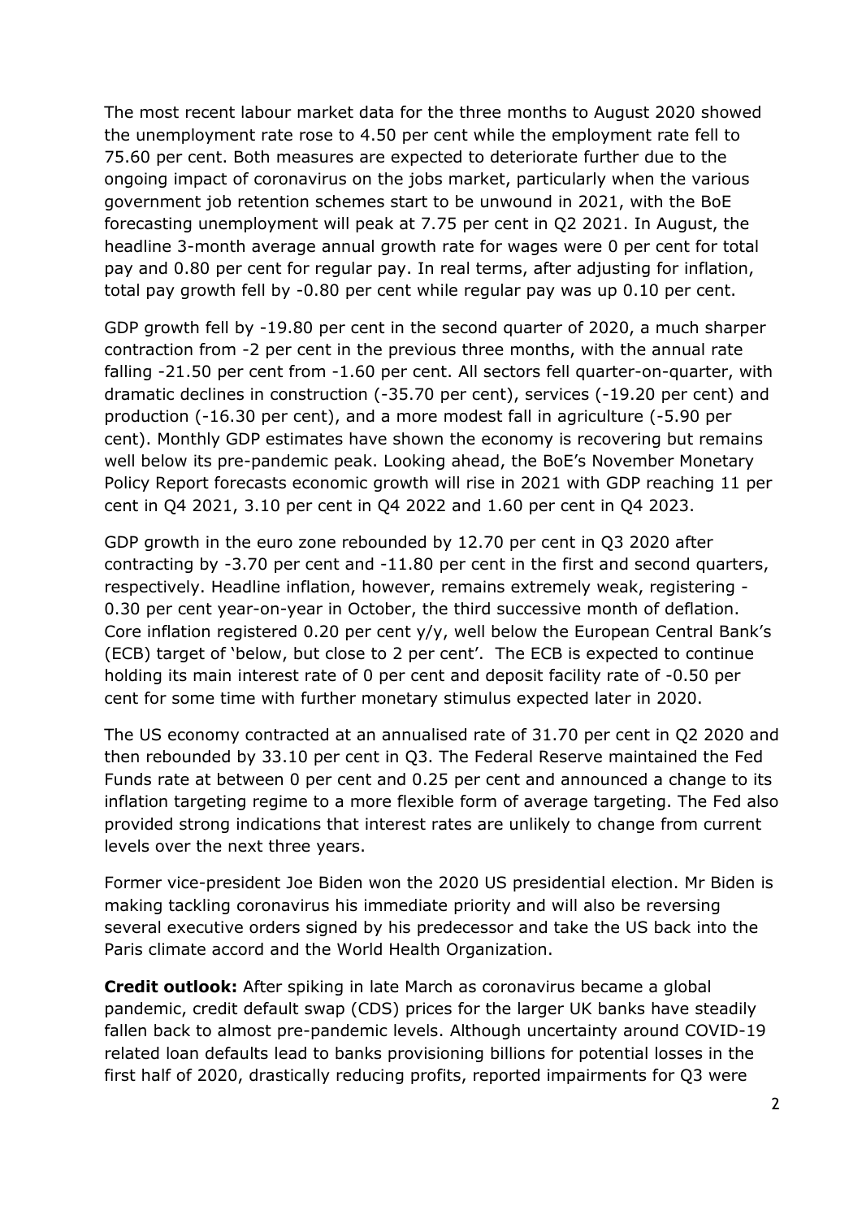The most recent labour market data for the three months to August 2020 showed the unemployment rate rose to 4.50 per cent while the employment rate fell to 75.60 per cent. Both measures are expected to deteriorate further due to the ongoing impact of coronavirus on the jobs market, particularly when the various government job retention schemes start to be unwound in 2021, with the BoE forecasting unemployment will peak at 7.75 per cent in Q2 2021. In August, the headline 3-month average annual growth rate for wages were 0 per cent for total pay and 0.80 per cent for regular pay. In real terms, after adjusting for inflation, total pay growth fell by -0.80 per cent while regular pay was up 0.10 per cent.

GDP growth fell by -19.80 per cent in the second quarter of 2020, a much sharper contraction from -2 per cent in the previous three months, with the annual rate falling -21.50 per cent from -1.60 per cent. All sectors fell quarter-on-quarter, with dramatic declines in construction (-35.70 per cent), services (-19.20 per cent) and production (-16.30 per cent), and a more modest fall in agriculture (-5.90 per cent). Monthly GDP estimates have shown the economy is recovering but remains well below its pre-pandemic peak. Looking ahead, the BoE's November Monetary Policy Report forecasts economic growth will rise in 2021 with GDP reaching 11 per cent in Q4 2021, 3.10 per cent in Q4 2022 and 1.60 per cent in Q4 2023.

GDP growth in the euro zone rebounded by 12.70 per cent in Q3 2020 after contracting by -3.70 per cent and -11.80 per cent in the first and second quarters, respectively. Headline inflation, however, remains extremely weak, registering -0.30 per cent year-on-year in October, the third successive month of deflation. Core inflation registered 0.20 per cent y/y, well below the European Central Bank's (ECB) target of 'below, but close to 2 per cent'. The ECB is expected to continue holding its main interest rate of 0 per cent and deposit facility rate of -0.50 per cent for some time with further monetary stimulus expected later in 2020.

The US economy contracted at an annualised rate of 31.70 per cent in Q2 2020 and then rebounded by 33.10 per cent in Q3. The Federal Reserve maintained the Fed Funds rate at between 0 per cent and 0.25 per cent and announced a change to its inflation targeting regime to a more flexible form of average targeting. The Fed also provided strong indications that interest rates are unlikely to change from current levels over the next three years.

Former vice-president Joe Biden won the 2020 US presidential election. Mr Biden is making tackling coronavirus his immediate priority and will also be reversing several executive orders signed by his predecessor and take the US back into the Paris climate accord and the World Health Organization.

**Credit outlook:** After spiking in late March as coronavirus became a global pandemic, credit default swap (CDS) prices for the larger UK banks have steadily fallen back to almost pre-pandemic levels. Although uncertainty around COVID-19 related loan defaults lead to banks provisioning billions for potential losses in the first half of 2020, drastically reducing profits, reported impairments for Q3 were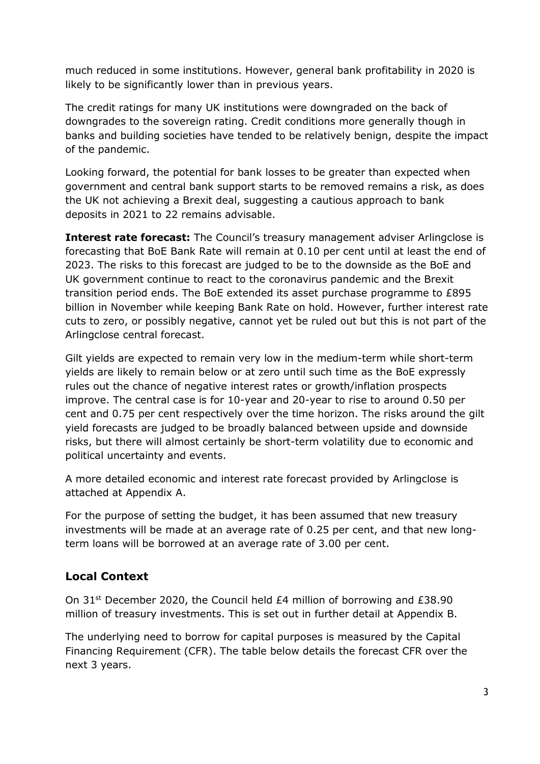much reduced in some institutions. However, general bank profitability in 2020 is likely to be significantly lower than in previous years.

The credit ratings for many UK institutions were downgraded on the back of downgrades to the sovereign rating. Credit conditions more generally though in banks and building societies have tended to be relatively benign, despite the impact of the pandemic.

Looking forward, the potential for bank losses to be greater than expected when government and central bank support starts to be removed remains a risk, as does the UK not achieving a Brexit deal, suggesting a cautious approach to bank deposits in 2021 to 22 remains advisable.

**Interest rate forecast:** The Council's treasury management adviser Arlingclose is forecasting that BoE Bank Rate will remain at 0.10 per cent until at least the end of 2023. The risks to this forecast are judged to be to the downside as the BoE and UK government continue to react to the coronavirus pandemic and the Brexit transition period ends. The BoE extended its asset purchase programme to £895 billion in November while keeping Bank Rate on hold. However, further interest rate cuts to zero, or possibly negative, cannot yet be ruled out but this is not part of the Arlingclose central forecast.

Gilt yields are expected to remain very low in the medium-term while short-term yields are likely to remain below or at zero until such time as the BoE expressly rules out the chance of negative interest rates or growth/inflation prospects improve. The central case is for 10-year and 20-year to rise to around 0.50 per cent and 0.75 per cent respectively over the time horizon. The risks around the gilt yield forecasts are judged to be broadly balanced between upside and downside risks, but there will almost certainly be short-term volatility due to economic and political uncertainty and events.

A more detailed economic and interest rate forecast provided by Arlingclose is attached at Appendix A.

For the purpose of setting the budget, it has been assumed that new treasury investments will be made at an average rate of 0.25 per cent, and that new long-term loans will be borrowed at an average rate of 3.00 per cent.

## Local Context

On 31st December 2020, the Council held £4 million of borrowing and £38.90 million of treasury investments. This is set out in further detail at Appendix B.

The underlying need to borrow for capital purposes is measured by the Capital Financing Requirement (CFR). The table below details the forecast CFR over the next 3 years.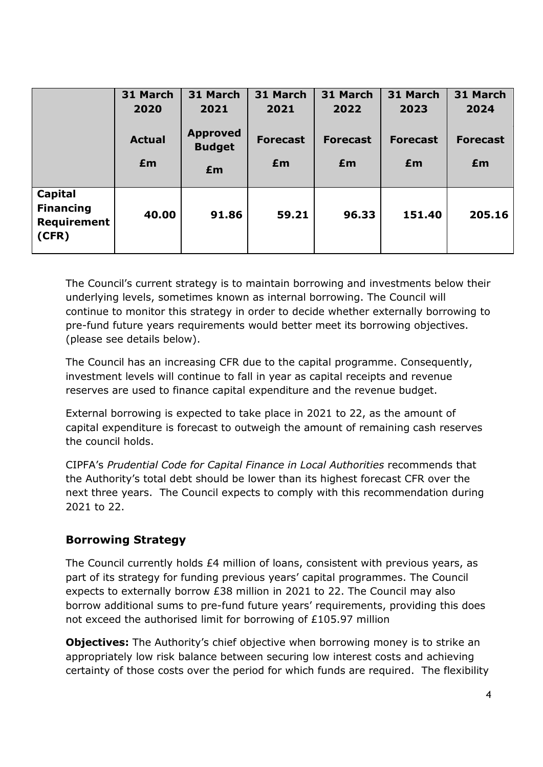| | 31 March 2020 Actual £m | 31 March 2021 Approved Budget £m | 31 March 2021 Forecast £m | 31 March 2022 Forecast £m | 31 March 2023 Forecast £m | 31 March 2024 Forecast £m |
|---|---|---|---|---|---|---|
| **Capital Financing Requirement (CFR)** | **40.00** | **91.86** | **59.21** | **96.33** | **151.40** | **205.16** |

The Council's current strategy is to maintain borrowing and investments below their underlying levels, sometimes known as internal borrowing. The Council will continue to monitor this strategy in order to decide whether externally borrowing to pre-fund future years requirements would better meet its borrowing objectives. (please see details below).

The Council has an increasing CFR due to the capital programme. Consequently, investment levels will continue to fall in year as capital receipts and revenue reserves are used to finance capital expenditure and the revenue budget.

External borrowing is expected to take place in 2021 to 22, as the amount of capital expenditure is forecast to outweigh the amount of remaining cash reserves the council holds.

CIPFA's *Prudential Code for Capital Finance in Local Authorities* recommends that the Authority's total debt should be lower than its highest forecast CFR over the next three years. The Council expects to comply with this recommendation during 2021 to 22.

## Borrowing Strategy

The Council currently holds £4 million of loans, consistent with previous years, as part of its strategy for funding previous years' capital programmes. The Council expects to externally borrow £38 million in 2021 to 22. The Council may also borrow additional sums to pre-fund future years' requirements, providing this does not exceed the authorised limit for borrowing of £105.97 million

**Objectives:** The Authority's chief objective when borrowing money is to strike an appropriately low risk balance between securing low interest costs and achieving certainty of those costs over the period for which funds are required. The flexibility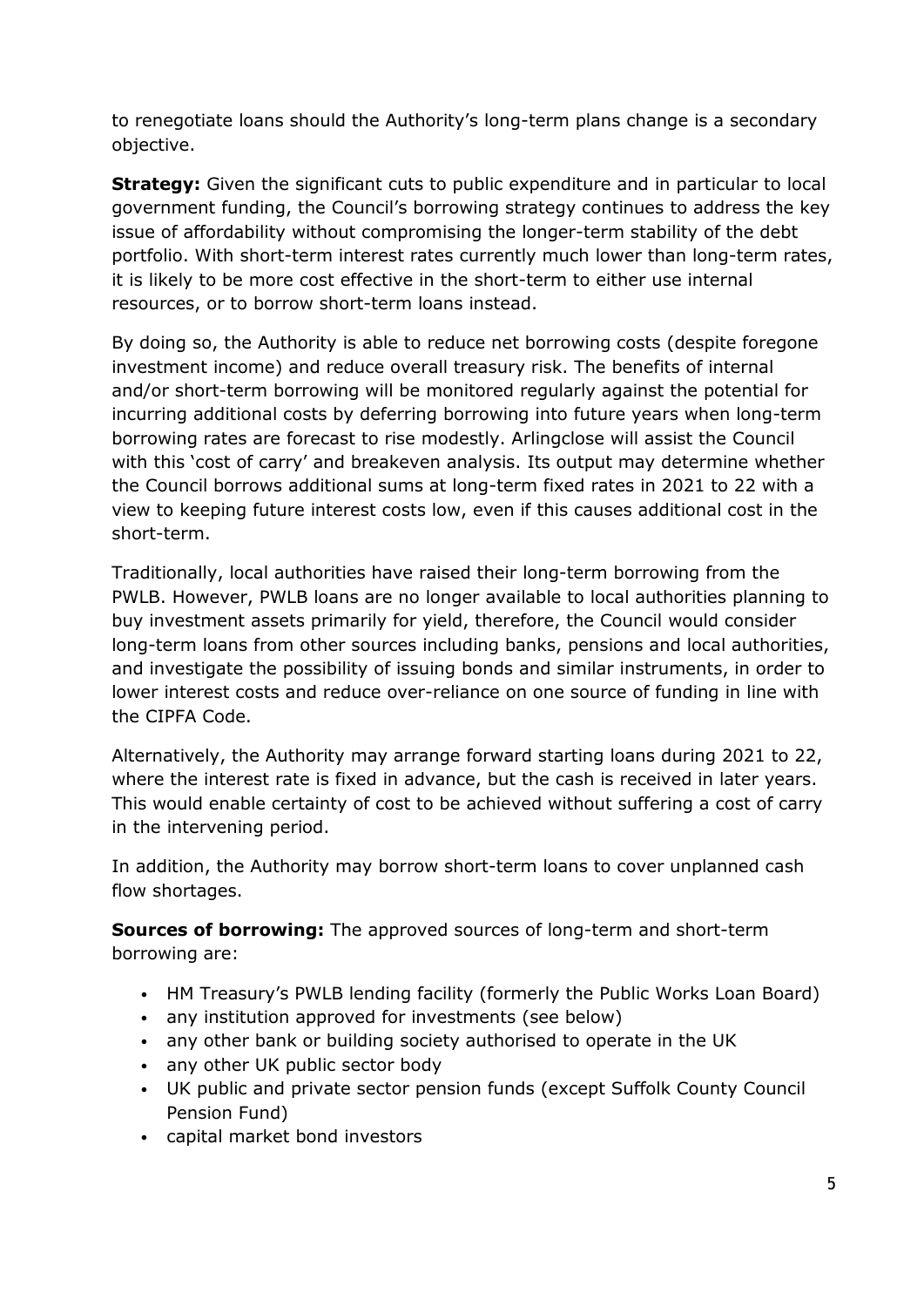to renegotiate loans should the Authority's long-term plans change is a secondary objective.

**Strategy:** Given the significant cuts to public expenditure and in particular to local government funding, the Council's borrowing strategy continues to address the key issue of affordability without compromising the longer-term stability of the debt portfolio. With short-term interest rates currently much lower than long-term rates, it is likely to be more cost effective in the short-term to either use internal resources, or to borrow short-term loans instead.

By doing so, the Authority is able to reduce net borrowing costs (despite foregone investment income) and reduce overall treasury risk. The benefits of internal and/or short-term borrowing will be monitored regularly against the potential for incurring additional costs by deferring borrowing into future years when long-term borrowing rates are forecast to rise modestly. Arlingclose will assist the Council with this 'cost of carry' and breakeven analysis. Its output may determine whether the Council borrows additional sums at long-term fixed rates in 2021 to 22 with a view to keeping future interest costs low, even if this causes additional cost in the short-term.

Traditionally, local authorities have raised their long-term borrowing from the PWLB. However, PWLB loans are no longer available to local authorities planning to buy investment assets primarily for yield, therefore, the Council would consider long-term loans from other sources including banks, pensions and local authorities, and investigate the possibility of issuing bonds and similar instruments, in order to lower interest costs and reduce over-reliance on one source of funding in line with the CIPFA Code.

Alternatively, the Authority may arrange forward starting loans during 2021 to 22, where the interest rate is fixed in advance, but the cash is received in later years. This would enable certainty of cost to be achieved without suffering a cost of carry in the intervening period.

In addition, the Authority may borrow short-term loans to cover unplanned cash flow shortages.

**Sources of borrowing:** The approved sources of long-term and short-term borrowing are:

- HM Treasury's PWLB lending facility (formerly the Public Works Loan Board)
- any institution approved for investments (see below)
- any other bank or building society authorised to operate in the UK
- any other UK public sector body
- UK public and private sector pension funds (except Suffolk County Council Pension Fund)
- capital market bond investors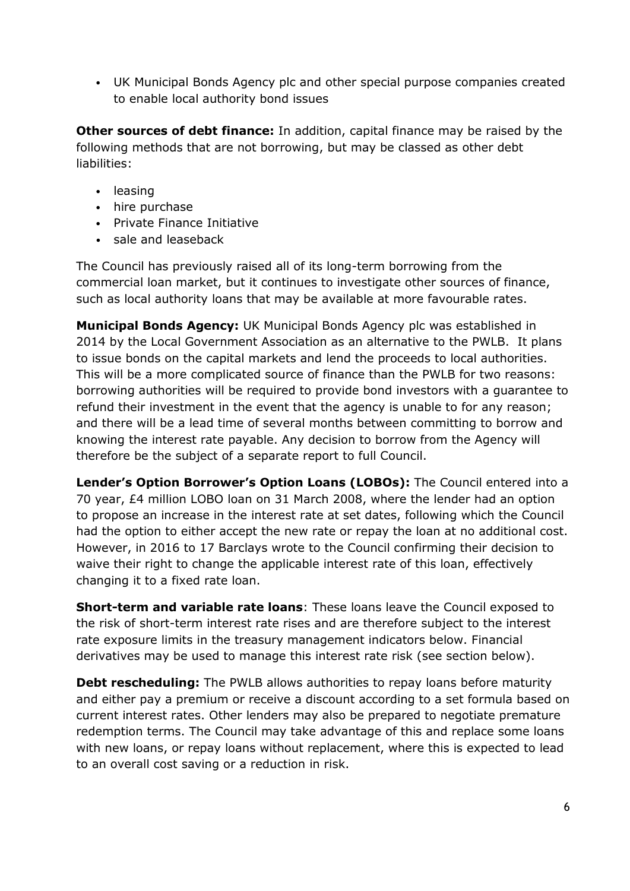- UK Municipal Bonds Agency plc and other special purpose companies created to enable local authority bond issues

**Other sources of debt finance:** In addition, capital finance may be raised by the following methods that are not borrowing, but may be classed as other debt liabilities:

- leasing
- hire purchase
- Private Finance Initiative
- sale and leaseback

The Council has previously raised all of its long-term borrowing from the commercial loan market, but it continues to investigate other sources of finance, such as local authority loans that may be available at more favourable rates.

**Municipal Bonds Agency:** UK Municipal Bonds Agency plc was established in 2014 by the Local Government Association as an alternative to the PWLB. It plans to issue bonds on the capital markets and lend the proceeds to local authorities. This will be a more complicated source of finance than the PWLB for two reasons: borrowing authorities will be required to provide bond investors with a guarantee to refund their investment in the event that the agency is unable to for any reason; and there will be a lead time of several months between committing to borrow and knowing the interest rate payable. Any decision to borrow from the Agency will therefore be the subject of a separate report to full Council.

**Lender's Option Borrower's Option Loans (LOBOs):** The Council entered into a 70 year, £4 million LOBO loan on 31 March 2008, where the lender had an option to propose an increase in the interest rate at set dates, following which the Council had the option to either accept the new rate or repay the loan at no additional cost. However, in 2016 to 17 Barclays wrote to the Council confirming their decision to waive their right to change the applicable interest rate of this loan, effectively changing it to a fixed rate loan.

**Short-term and variable rate loans**: These loans leave the Council exposed to the risk of short-term interest rate rises and are therefore subject to the interest rate exposure limits in the treasury management indicators below. Financial derivatives may be used to manage this interest rate risk (see section below).

**Debt rescheduling:** The PWLB allows authorities to repay loans before maturity and either pay a premium or receive a discount according to a set formula based on current interest rates. Other lenders may also be prepared to negotiate premature redemption terms. The Council may take advantage of this and replace some loans with new loans, or repay loans without replacement, where this is expected to lead to an overall cost saving or a reduction in risk.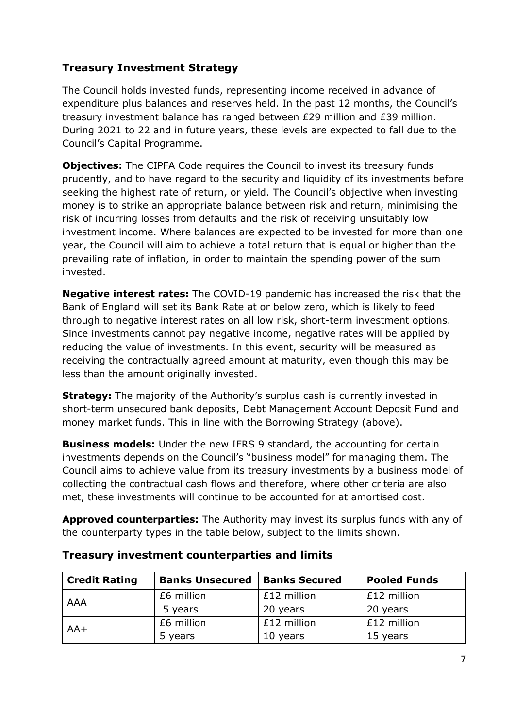## Treasury Investment Strategy

The Council holds invested funds, representing income received in advance of expenditure plus balances and reserves held. In the past 12 months, the Council's treasury investment balance has ranged between £29 million and £39 million. During 2021 to 22 and in future years, these levels are expected to fall due to the Council's Capital Programme.

**Objectives:** The CIPFA Code requires the Council to invest its treasury funds prudently, and to have regard to the security and liquidity of its investments before seeking the highest rate of return, or yield. The Council's objective when investing money is to strike an appropriate balance between risk and return, minimising the risk of incurring losses from defaults and the risk of receiving unsuitably low investment income. Where balances are expected to be invested for more than one year, the Council will aim to achieve a total return that is equal or higher than the prevailing rate of inflation, in order to maintain the spending power of the sum invested.

**Negative interest rates:** The COVID-19 pandemic has increased the risk that the Bank of England will set its Bank Rate at or below zero, which is likely to feed through to negative interest rates on all low risk, short-term investment options. Since investments cannot pay negative income, negative rates will be applied by reducing the value of investments. In this event, security will be measured as receiving the contractually agreed amount at maturity, even though this may be less than the amount originally invested.

**Strategy:** The majority of the Authority's surplus cash is currently invested in short-term unsecured bank deposits, Debt Management Account Deposit Fund and money market funds. This in line with the Borrowing Strategy (above).

**Business models:** Under the new IFRS 9 standard, the accounting for certain investments depends on the Council's "business model" for managing them. The Council aims to achieve value from its treasury investments by a business model of collecting the contractual cash flows and therefore, where other criteria are also met, these investments will continue to be accounted for at amortised cost.

**Approved counterparties:** The Authority may invest its surplus funds with any of the counterparty types in the table below, subject to the limits shown.

### Treasury investment counterparties and limits

| Credit Rating | Banks Unsecured | Banks Secured | Pooled Funds |
|---|---|---|---|
| AAA | £6 million<br>5 years | £12 million<br>20 years | £12 million<br>20 years |
| AA+ | £6 million<br>5 years | £12 million<br>10 years | £12 million<br>15 years |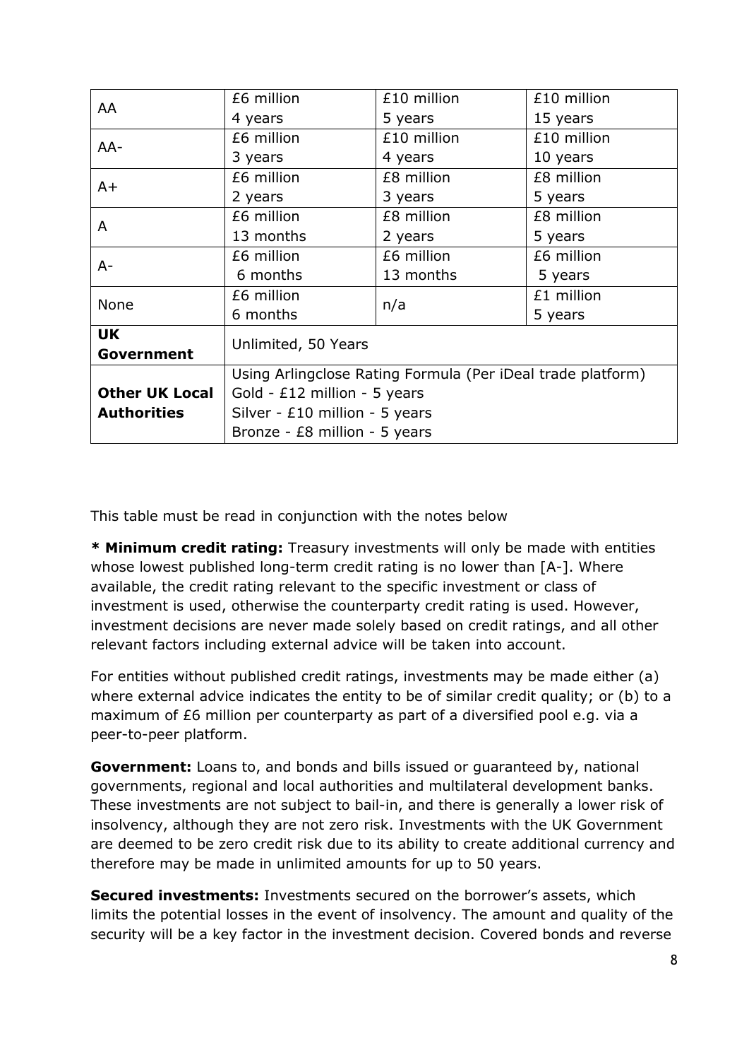| | | | |
|---|---|---|---|
| AA | £6 million<br>4 years | £10 million<br>5 years | £10 million<br>15 years |
| AA- | £6 million<br>3 years | £10 million<br>4 years | £10 million<br>10 years |
| A+ | £6 million<br>2 years | £8 million<br>3 years | £8 million<br>5 years |
| A | £6 million<br>13 months | £8 million<br>2 years | £8 million<br>5 years |
| A- | £6 million<br>6 months | £6 million<br>13 months | £6 million<br>5 years |
| None | £6 million<br>6 months | n/a | £1 million<br>5 years |
| **UK Government** | Unlimited, 50 Years | | |
| **Other UK Local Authorities** | Using Arlingclose Rating Formula (Per iDeal trade platform)<br>Gold - £12 million - 5 years<br>Silver - £10 million - 5 years<br>Bronze - £8 million - 5 years | | |

This table must be read in conjunction with the notes below

**\* Minimum credit rating:** Treasury investments will only be made with entities whose lowest published long-term credit rating is no lower than [A-]. Where available, the credit rating relevant to the specific investment or class of investment is used, otherwise the counterparty credit rating is used. However, investment decisions are never made solely based on credit ratings, and all other relevant factors including external advice will be taken into account.

For entities without published credit ratings, investments may be made either (a) where external advice indicates the entity to be of similar credit quality; or (b) to a maximum of £6 million per counterparty as part of a diversified pool e.g. via a peer-to-peer platform.

**Government:** Loans to, and bonds and bills issued or guaranteed by, national governments, regional and local authorities and multilateral development banks. These investments are not subject to bail-in, and there is generally a lower risk of insolvency, although they are not zero risk. Investments with the UK Government are deemed to be zero credit risk due to its ability to create additional currency and therefore may be made in unlimited amounts for up to 50 years.

**Secured investments:** Investments secured on the borrower's assets, which limits the potential losses in the event of insolvency. The amount and quality of the security will be a key factor in the investment decision. Covered bonds and reverse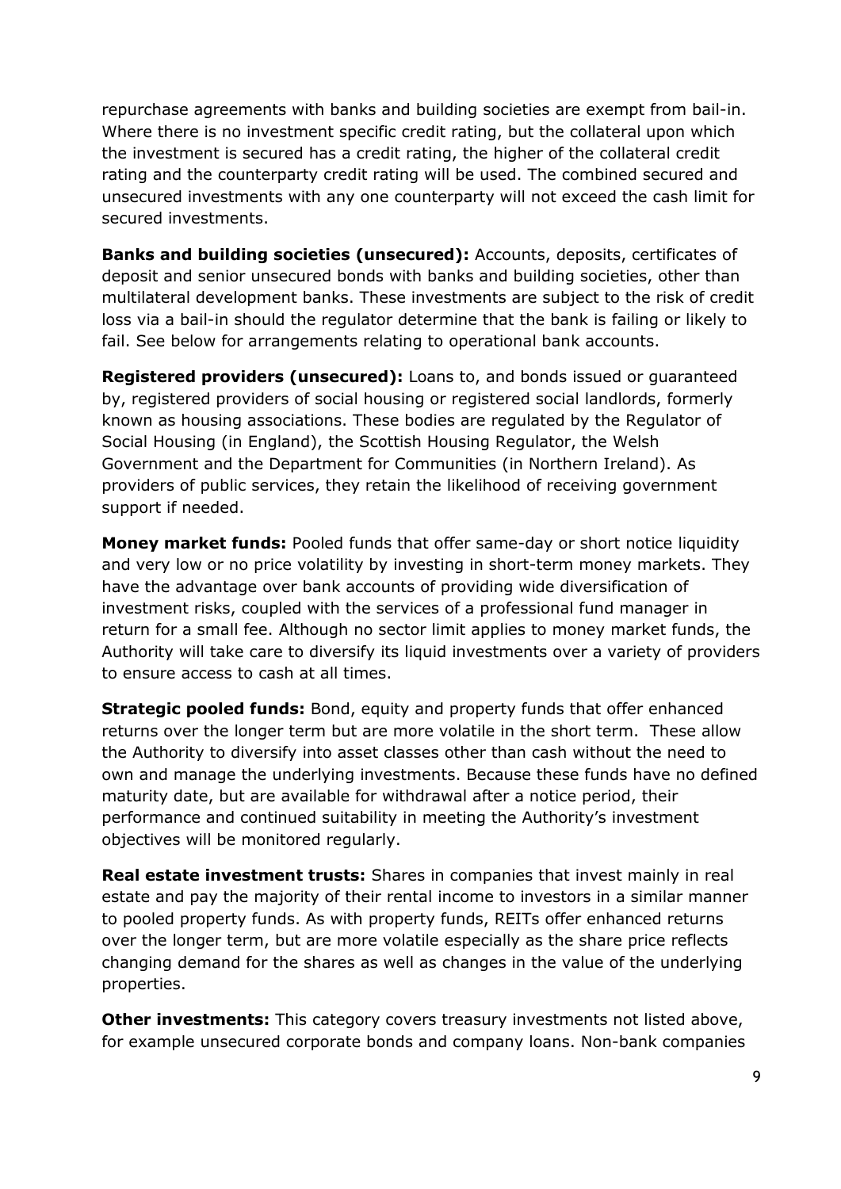repurchase agreements with banks and building societies are exempt from bail-in. Where there is no investment specific credit rating, but the collateral upon which the investment is secured has a credit rating, the higher of the collateral credit rating and the counterparty credit rating will be used. The combined secured and unsecured investments with any one counterparty will not exceed the cash limit for secured investments.

**Banks and building societies (unsecured):** Accounts, deposits, certificates of deposit and senior unsecured bonds with banks and building societies, other than multilateral development banks. These investments are subject to the risk of credit loss via a bail-in should the regulator determine that the bank is failing or likely to fail. See below for arrangements relating to operational bank accounts.

**Registered providers (unsecured):** Loans to, and bonds issued or guaranteed by, registered providers of social housing or registered social landlords, formerly known as housing associations. These bodies are regulated by the Regulator of Social Housing (in England), the Scottish Housing Regulator, the Welsh Government and the Department for Communities (in Northern Ireland). As providers of public services, they retain the likelihood of receiving government support if needed.

**Money market funds:** Pooled funds that offer same-day or short notice liquidity and very low or no price volatility by investing in short-term money markets. They have the advantage over bank accounts of providing wide diversification of investment risks, coupled with the services of a professional fund manager in return for a small fee. Although no sector limit applies to money market funds, the Authority will take care to diversify its liquid investments over a variety of providers to ensure access to cash at all times.

**Strategic pooled funds:** Bond, equity and property funds that offer enhanced returns over the longer term but are more volatile in the short term. These allow the Authority to diversify into asset classes other than cash without the need to own and manage the underlying investments. Because these funds have no defined maturity date, but are available for withdrawal after a notice period, their performance and continued suitability in meeting the Authority's investment objectives will be monitored regularly.

**Real estate investment trusts:** Shares in companies that invest mainly in real estate and pay the majority of their rental income to investors in a similar manner to pooled property funds. As with property funds, REITs offer enhanced returns over the longer term, but are more volatile especially as the share price reflects changing demand for the shares as well as changes in the value of the underlying properties.

**Other investments:** This category covers treasury investments not listed above, for example unsecured corporate bonds and company loans. Non-bank companies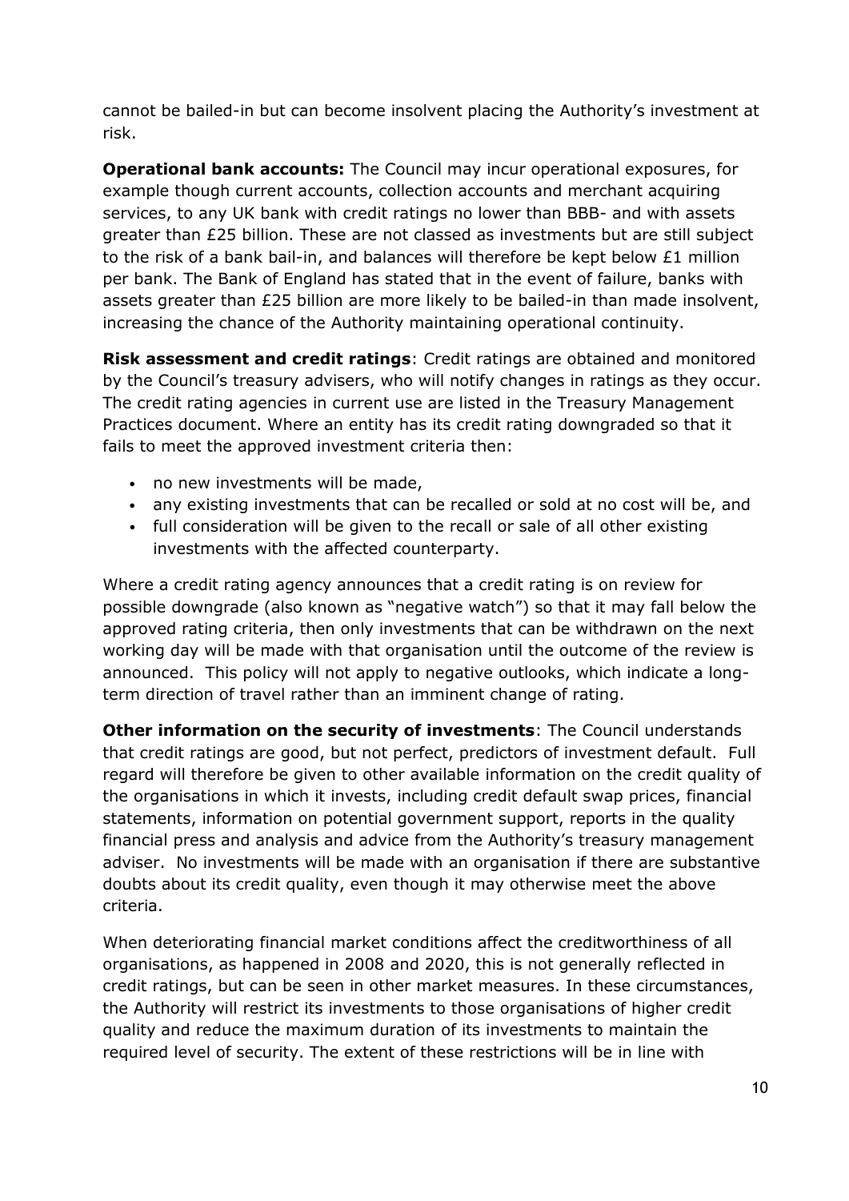cannot be bailed-in but can become insolvent placing the Authority's investment at risk.

**Operational bank accounts:** The Council may incur operational exposures, for example though current accounts, collection accounts and merchant acquiring services, to any UK bank with credit ratings no lower than BBB- and with assets greater than £25 billion. These are not classed as investments but are still subject to the risk of a bank bail-in, and balances will therefore be kept below £1 million per bank. The Bank of England has stated that in the event of failure, banks with assets greater than £25 billion are more likely to be bailed-in than made insolvent, increasing the chance of the Authority maintaining operational continuity.

**Risk assessment and credit ratings**: Credit ratings are obtained and monitored by the Council's treasury advisers, who will notify changes in ratings as they occur. The credit rating agencies in current use are listed in the Treasury Management Practices document. Where an entity has its credit rating downgraded so that it fails to meet the approved investment criteria then:

- no new investments will be made,
- any existing investments that can be recalled or sold at no cost will be, and
- full consideration will be given to the recall or sale of all other existing investments with the affected counterparty.

Where a credit rating agency announces that a credit rating is on review for possible downgrade (also known as "negative watch") so that it may fall below the approved rating criteria, then only investments that can be withdrawn on the next working day will be made with that organisation until the outcome of the review is announced. This policy will not apply to negative outlooks, which indicate a long-term direction of travel rather than an imminent change of rating.

**Other information on the security of investments**: The Council understands that credit ratings are good, but not perfect, predictors of investment default. Full regard will therefore be given to other available information on the credit quality of the organisations in which it invests, including credit default swap prices, financial statements, information on potential government support, reports in the quality financial press and analysis and advice from the Authority's treasury management adviser. No investments will be made with an organisation if there are substantive doubts about its credit quality, even though it may otherwise meet the above criteria.

When deteriorating financial market conditions affect the creditworthiness of all organisations, as happened in 2008 and 2020, this is not generally reflected in credit ratings, but can be seen in other market measures. In these circumstances, the Authority will restrict its investments to those organisations of higher credit quality and reduce the maximum duration of its investments to maintain the required level of security. The extent of these restrictions will be in line with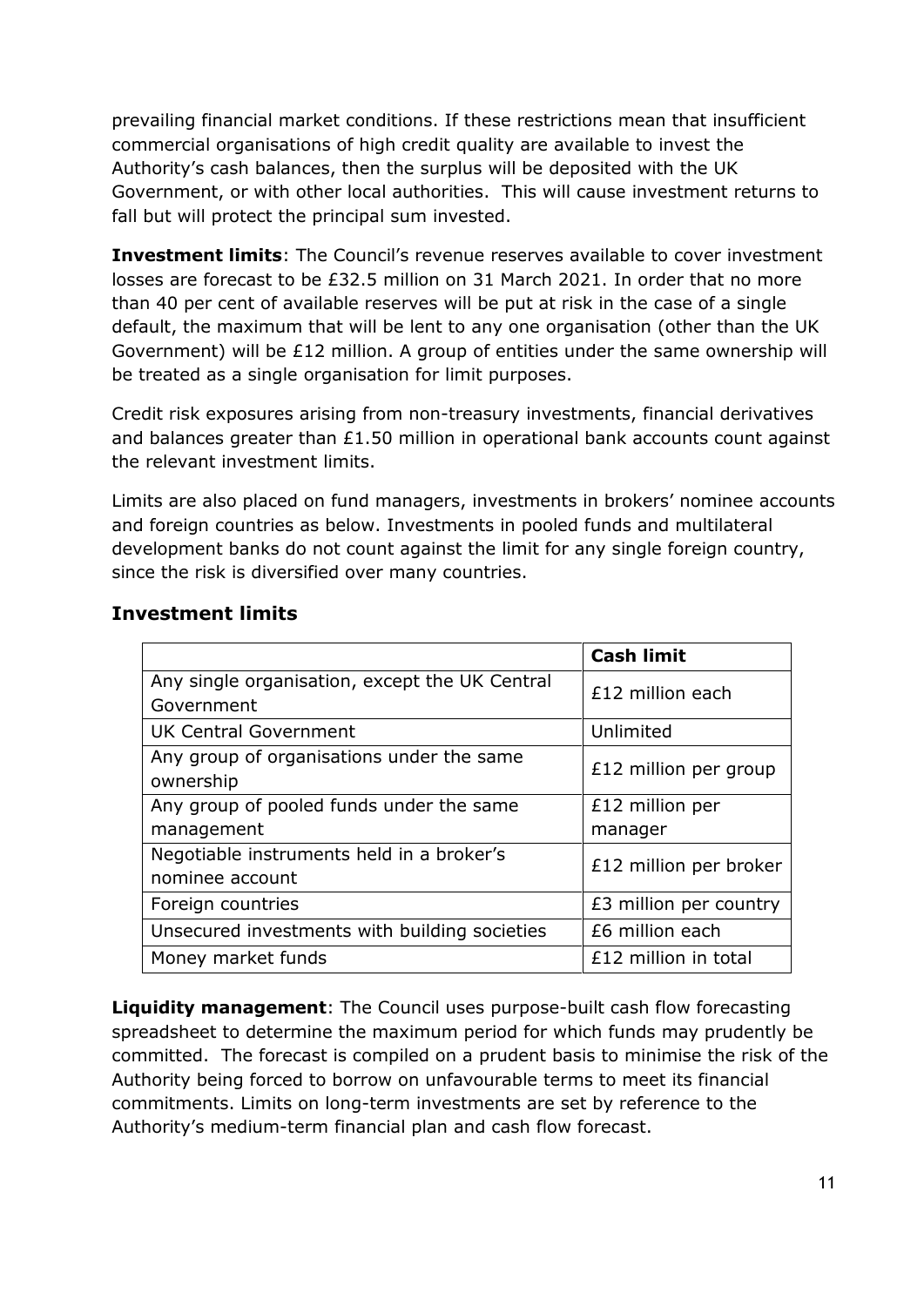prevailing financial market conditions. If these restrictions mean that insufficient commercial organisations of high credit quality are available to invest the Authority's cash balances, then the surplus will be deposited with the UK Government, or with other local authorities. This will cause investment returns to fall but will protect the principal sum invested.

**Investment limits**: The Council's revenue reserves available to cover investment losses are forecast to be £32.5 million on 31 March 2021. In order that no more than 40 per cent of available reserves will be put at risk in the case of a single default, the maximum that will be lent to any one organisation (other than the UK Government) will be £12 million. A group of entities under the same ownership will be treated as a single organisation for limit purposes.

Credit risk exposures arising from non-treasury investments, financial derivatives and balances greater than £1.50 million in operational bank accounts count against the relevant investment limits.

Limits are also placed on fund managers, investments in brokers' nominee accounts and foreign countries as below. Investments in pooled funds and multilateral development banks do not count against the limit for any single foreign country, since the risk is diversified over many countries.

## Investment limits

| | **Cash limit** |
|---|---|
| Any single organisation, except the UK Central Government | £12 million each |
| UK Central Government | Unlimited |
| Any group of organisations under the same ownership | £12 million per group |
| Any group of pooled funds under the same management | £12 million per manager |
| Negotiable instruments held in a broker's nominee account | £12 million per broker |
| Foreign countries | £3 million per country |
| Unsecured investments with building societies | £6 million each |
| Money market funds | £12 million in total |

**Liquidity management**: The Council uses purpose-built cash flow forecasting spreadsheet to determine the maximum period for which funds may prudently be committed. The forecast is compiled on a prudent basis to minimise the risk of the Authority being forced to borrow on unfavourable terms to meet its financial commitments. Limits on long-term investments are set by reference to the Authority's medium-term financial plan and cash flow forecast.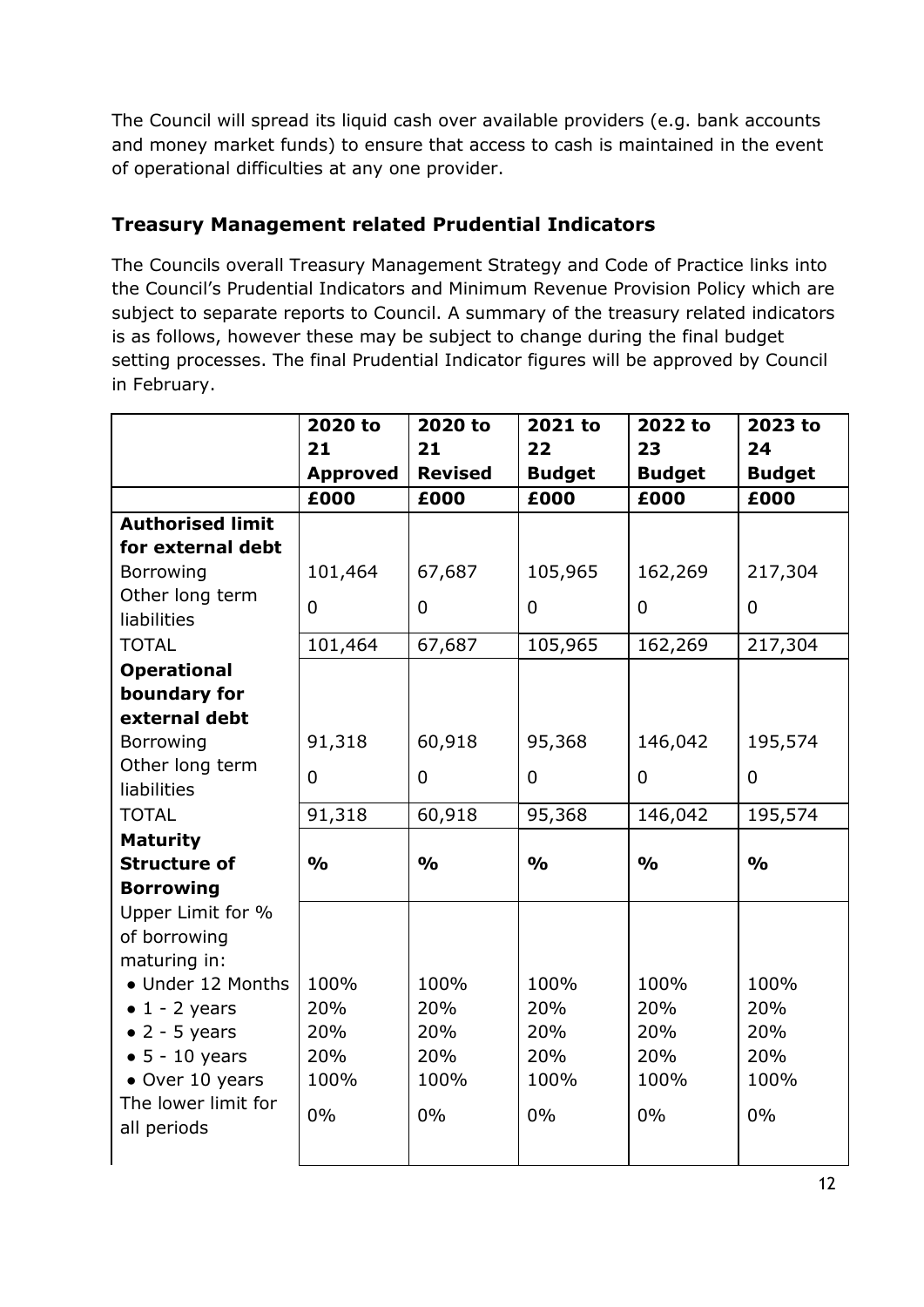The Council will spread its liquid cash over available providers (e.g. bank accounts and money market funds) to ensure that access to cash is maintained in the event of operational difficulties at any one provider.

## Treasury Management related Prudential Indicators

The Councils overall Treasury Management Strategy and Code of Practice links into the Council's Prudential Indicators and Minimum Revenue Provision Policy which are subject to separate reports to Council. A summary of the treasury related indicators is as follows, however these may be subject to change during the final budget setting processes. The final Prudential Indicator figures will be approved by Council in February.

| | 2020 to 21 Approved | 2020 to 21 Revised | 2021 to 22 Budget | 2022 to 23 Budget | 2023 to 24 Budget |
|---|---|---|---|---|---|
| | £000 | £000 | £000 | £000 | £000 |
| **Authorised limit for external debt** | | | | | |
| Borrowing | 101,464 | 67,687 | 105,965 | 162,269 | 217,304 |
| Other long term liabilities | 0 | 0 | 0 | 0 | 0 |
| TOTAL | 101,464 | 67,687 | 105,965 | 162,269 | 217,304 |
| **Operational boundary for external debt** | | | | | |
| Borrowing | 91,318 | 60,918 | 95,368 | 146,042 | 195,574 |
| Other long term liabilities | 0 | 0 | 0 | 0 | 0 |
| TOTAL | 91,318 | 60,918 | 95,368 | 146,042 | 195,574 |
| **Maturity Structure of Borrowing** | **%** | **%** | **%** | **%** | **%** |
| Upper Limit for % of borrowing maturing in: | | | | | |
| • Under 12 Months | 100% | 100% | 100% | 100% | 100% |
| • 1 - 2 years | 20% | 20% | 20% | 20% | 20% |
| • 2 - 5 years | 20% | 20% | 20% | 20% | 20% |
| • 5 - 10 years | 20% | 20% | 20% | 20% | 20% |
| • Over 10 years | 100% | 100% | 100% | 100% | 100% |
| The lower limit for all periods | 0% | 0% | 0% | 0% | 0% |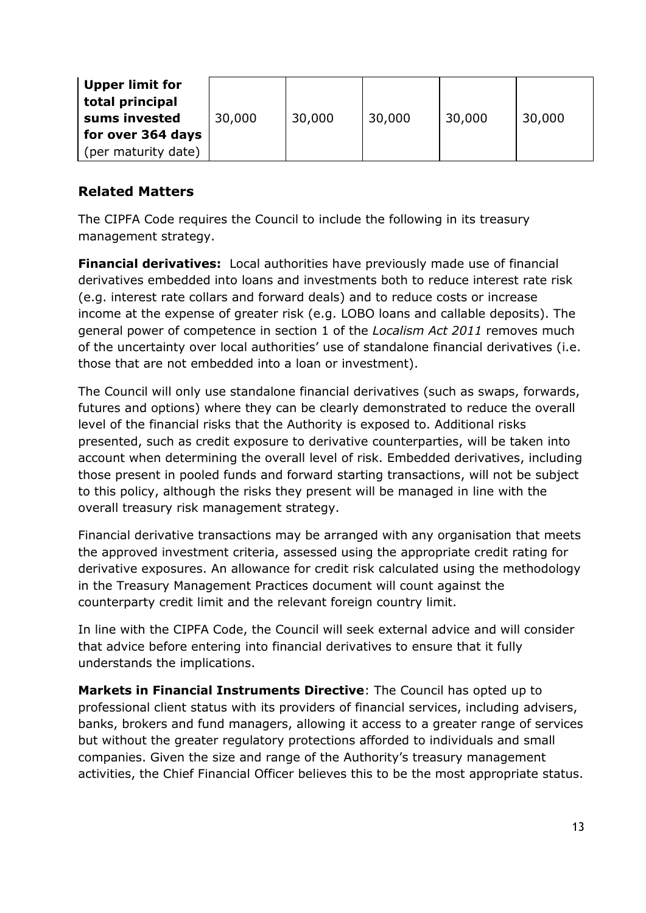| **Upper limit for total principal sums invested for over 364 days** (per maturity date) | 30,000 | 30,000 | 30,000 | 30,000 | 30,000 |
|---|---|---|---|---|---|

## Related Matters

The CIPFA Code requires the Council to include the following in its treasury management strategy.

**Financial derivatives:** Local authorities have previously made use of financial derivatives embedded into loans and investments both to reduce interest rate risk (e.g. interest rate collars and forward deals) and to reduce costs or increase income at the expense of greater risk (e.g. LOBO loans and callable deposits). The general power of competence in section 1 of the *Localism Act 2011* removes much of the uncertainty over local authorities' use of standalone financial derivatives (i.e. those that are not embedded into a loan or investment).

The Council will only use standalone financial derivatives (such as swaps, forwards, futures and options) where they can be clearly demonstrated to reduce the overall level of the financial risks that the Authority is exposed to. Additional risks presented, such as credit exposure to derivative counterparties, will be taken into account when determining the overall level of risk. Embedded derivatives, including those present in pooled funds and forward starting transactions, will not be subject to this policy, although the risks they present will be managed in line with the overall treasury risk management strategy.

Financial derivative transactions may be arranged with any organisation that meets the approved investment criteria, assessed using the appropriate credit rating for derivative exposures. An allowance for credit risk calculated using the methodology in the Treasury Management Practices document will count against the counterparty credit limit and the relevant foreign country limit.

In line with the CIPFA Code, the Council will seek external advice and will consider that advice before entering into financial derivatives to ensure that it fully understands the implications.

**Markets in Financial Instruments Directive**: The Council has opted up to professional client status with its providers of financial services, including advisers, banks, brokers and fund managers, allowing it access to a greater range of services but without the greater regulatory protections afforded to individuals and small companies. Given the size and range of the Authority's treasury management activities, the Chief Financial Officer believes this to be the most appropriate status.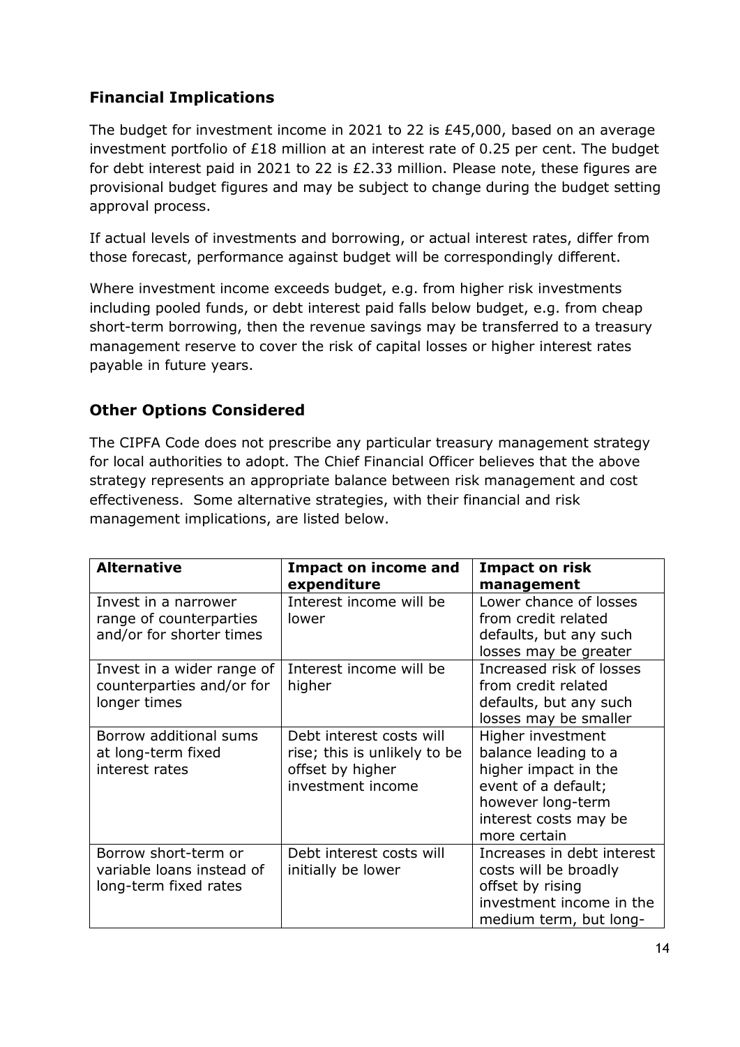## Financial Implications

The budget for investment income in 2021 to 22 is £45,000, based on an average investment portfolio of £18 million at an interest rate of 0.25 per cent. The budget for debt interest paid in 2021 to 22 is £2.33 million. Please note, these figures are provisional budget figures and may be subject to change during the budget setting approval process.

If actual levels of investments and borrowing, or actual interest rates, differ from those forecast, performance against budget will be correspondingly different.

Where investment income exceeds budget, e.g. from higher risk investments including pooled funds, or debt interest paid falls below budget, e.g. from cheap short-term borrowing, then the revenue savings may be transferred to a treasury management reserve to cover the risk of capital losses or higher interest rates payable in future years.

## Other Options Considered

The CIPFA Code does not prescribe any particular treasury management strategy for local authorities to adopt. The Chief Financial Officer believes that the above strategy represents an appropriate balance between risk management and cost effectiveness. Some alternative strategies, with their financial and risk management implications, are listed below.

| Alternative | Impact on income and expenditure | Impact on risk management |
|---|---|---|
| Invest in a narrower range of counterparties and/or for shorter times | Interest income will be lower | Lower chance of losses from credit related defaults, but any such losses may be greater |
| Invest in a wider range of counterparties and/or for longer times | Interest income will be higher | Increased risk of losses from credit related defaults, but any such losses may be smaller |
| Borrow additional sums at long-term fixed interest rates | Debt interest costs will rise; this is unlikely to be offset by higher investment income | Higher investment balance leading to a higher impact in the event of a default; however long-term interest costs may be more certain |
| Borrow short-term or variable loans instead of long-term fixed rates | Debt interest costs will initially be lower | Increases in debt interest costs will be broadly offset by rising investment income in the medium term, but long- |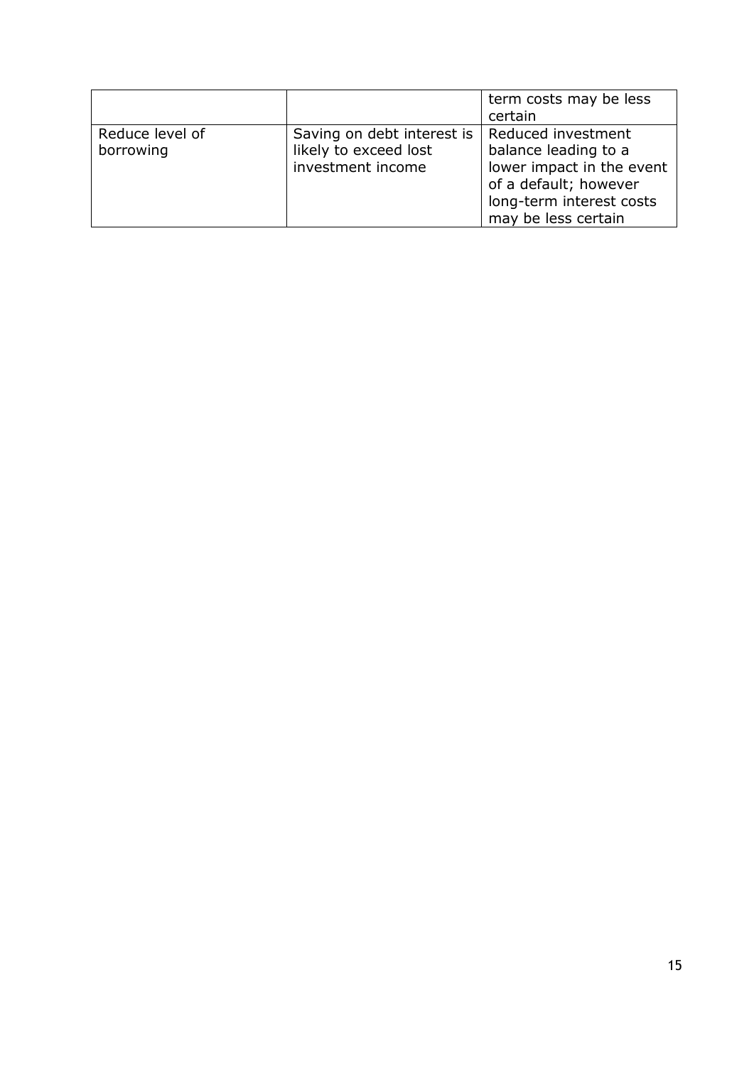| | | |
|---|---|---|
| | | term costs may be less certain |
| Reduce level of borrowing | Saving on debt interest is likely to exceed lost investment income | Reduced investment balance leading to a lower impact in the event of a default; however long-term interest costs may be less certain |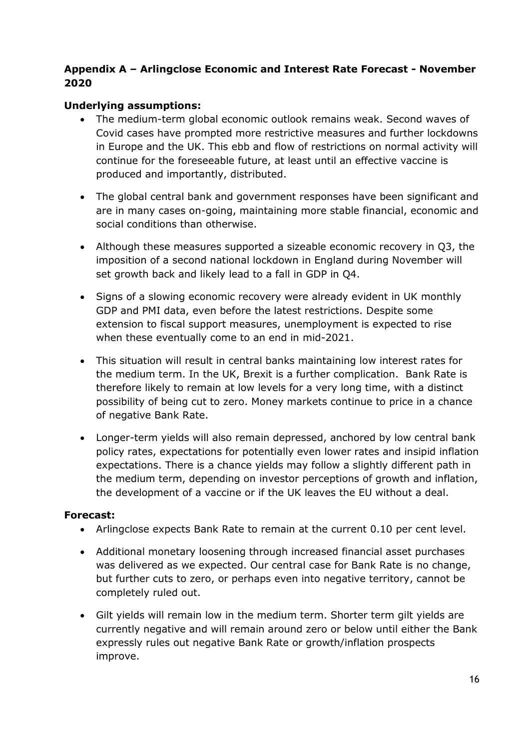## Appendix A – Arlingclose Economic and Interest Rate Forecast - November 2020

### Underlying assumptions:

- The medium-term global economic outlook remains weak. Second waves of Covid cases have prompted more restrictive measures and further lockdowns in Europe and the UK. This ebb and flow of restrictions on normal activity will continue for the foreseeable future, at least until an effective vaccine is produced and importantly, distributed.
- The global central bank and government responses have been significant and are in many cases on-going, maintaining more stable financial, economic and social conditions than otherwise.
- Although these measures supported a sizeable economic recovery in Q3, the imposition of a second national lockdown in England during November will set growth back and likely lead to a fall in GDP in Q4.
- Signs of a slowing economic recovery were already evident in UK monthly GDP and PMI data, even before the latest restrictions. Despite some extension to fiscal support measures, unemployment is expected to rise when these eventually come to an end in mid-2021.
- This situation will result in central banks maintaining low interest rates for the medium term. In the UK, Brexit is a further complication. Bank Rate is therefore likely to remain at low levels for a very long time, with a distinct possibility of being cut to zero. Money markets continue to price in a chance of negative Bank Rate.
- Longer-term yields will also remain depressed, anchored by low central bank policy rates, expectations for potentially even lower rates and insipid inflation expectations. There is a chance yields may follow a slightly different path in the medium term, depending on investor perceptions of growth and inflation, the development of a vaccine or if the UK leaves the EU without a deal.

### Forecast:

- Arlingclose expects Bank Rate to remain at the current 0.10 per cent level.
- Additional monetary loosening through increased financial asset purchases was delivered as we expected. Our central case for Bank Rate is no change, but further cuts to zero, or perhaps even into negative territory, cannot be completely ruled out.
- Gilt yields will remain low in the medium term. Shorter term gilt yields are currently negative and will remain around zero or below until either the Bank expressly rules out negative Bank Rate or growth/inflation prospects improve.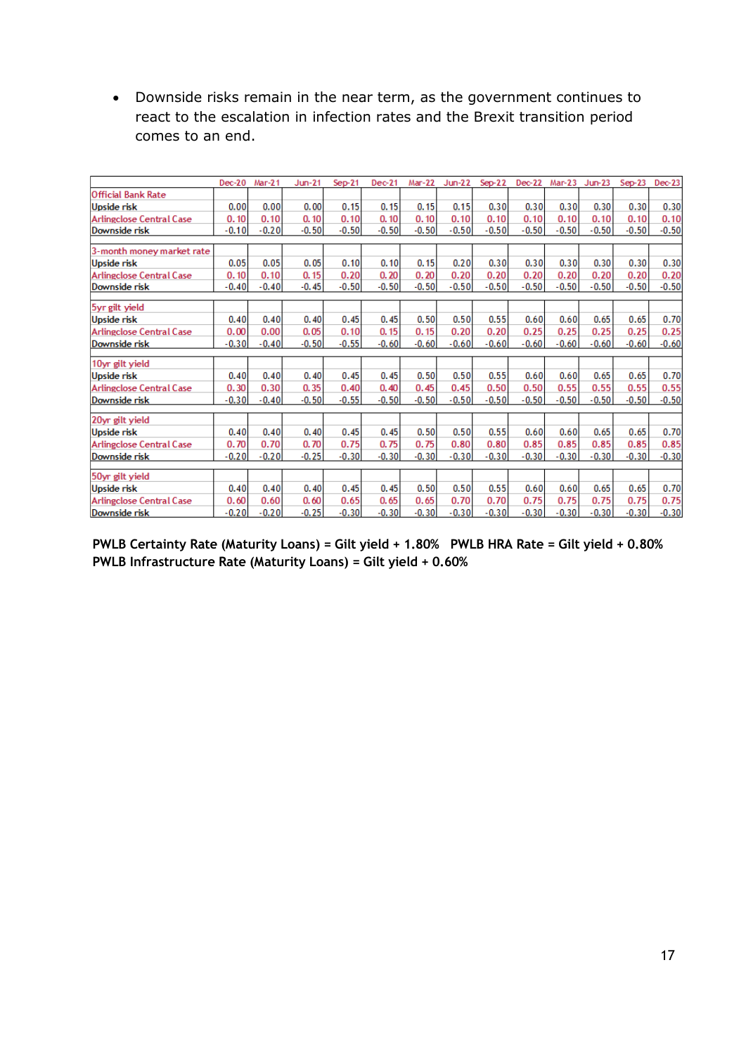- Downside risks remain in the near term, as the government continues to react to the escalation in infection rates and the Brexit transition period comes to an end.

| | Dec-20 | Mar-21 | Jun-21 | Sep-21 | Dec-21 | Mar-22 | Jun-22 | Sep-22 | Dec-22 | Mar-23 | Jun-23 | Sep-23 | Dec-23 |
|---|---|---|---|---|---|---|---|---|---|---|---|---|---|
| **Official Bank Rate** | | | | | | | | | | | | | |
| Upside risk | 0.00 | 0.00 | 0.00 | 0.15 | 0.15 | 0.15 | 0.15 | 0.30 | 0.30 | 0.30 | 0.30 | 0.30 | 0.30 |
| Arlingclose Central Case | 0.10 | 0.10 | 0.10 | 0.10 | 0.10 | 0.10 | 0.10 | 0.10 | 0.10 | 0.10 | 0.10 | 0.10 | 0.10 |
| Downside risk | -0.10 | -0.20 | -0.50 | -0.50 | -0.50 | -0.50 | -0.50 | -0.50 | -0.50 | -0.50 | -0.50 | -0.50 | -0.50 |
| **3-month money market rate** | | | | | | | | | | | | | |
| Upside risk | 0.05 | 0.05 | 0.05 | 0.10 | 0.10 | 0.15 | 0.20 | 0.30 | 0.30 | 0.30 | 0.30 | 0.30 | 0.30 |
| Arlingclose Central Case | 0.10 | 0.10 | 0.15 | 0.20 | 0.20 | 0.20 | 0.20 | 0.20 | 0.20 | 0.20 | 0.20 | 0.20 | 0.20 |
| Downside risk | -0.40 | -0.40 | -0.45 | -0.50 | -0.50 | -0.50 | -0.50 | -0.50 | -0.50 | -0.50 | -0.50 | -0.50 | -0.50 |
| **5yr gilt yield** | | | | | | | | | | | | | |
| Upside risk | 0.40 | 0.40 | 0.40 | 0.45 | 0.45 | 0.50 | 0.50 | 0.55 | 0.60 | 0.60 | 0.65 | 0.65 | 0.70 |
| Arlingclose Central Case | 0.00 | 0.00 | 0.05 | 0.10 | 0.15 | 0.15 | 0.20 | 0.20 | 0.25 | 0.25 | 0.25 | 0.25 | 0.25 |
| Downside risk | -0.30 | -0.40 | -0.50 | -0.55 | -0.60 | -0.60 | -0.60 | -0.60 | -0.60 | -0.60 | -0.60 | -0.60 | -0.60 |
| **10yr gilt yield** | | | | | | | | | | | | | |
| Upside risk | 0.40 | 0.40 | 0.40 | 0.45 | 0.45 | 0.50 | 0.50 | 0.55 | 0.60 | 0.60 | 0.65 | 0.65 | 0.70 |
| Arlingclose Central Case | 0.30 | 0.30 | 0.35 | 0.40 | 0.40 | 0.45 | 0.45 | 0.50 | 0.50 | 0.55 | 0.55 | 0.55 | 0.55 |
| Downside risk | -0.30 | -0.40 | -0.50 | -0.55 | -0.50 | -0.50 | -0.50 | -0.50 | -0.50 | -0.50 | -0.50 | -0.50 | -0.50 |
| **20yr gilt yield** | | | | | | | | | | | | | |
| Upside risk | 0.40 | 0.40 | 0.40 | 0.45 | 0.45 | 0.50 | 0.50 | 0.55 | 0.60 | 0.60 | 0.65 | 0.65 | 0.70 |
| Arlingclose Central Case | 0.70 | 0.70 | 0.70 | 0.75 | 0.75 | 0.75 | 0.80 | 0.80 | 0.85 | 0.85 | 0.85 | 0.85 | 0.85 |
| Downside risk | -0.20 | -0.20 | -0.25 | -0.30 | -0.30 | -0.30 | -0.30 | -0.30 | -0.30 | -0.30 | -0.30 | -0.30 | -0.30 |
| **50yr gilt yield** | | | | | | | | | | | | | |
| Upside risk | 0.40 | 0.40 | 0.40 | 0.45 | 0.45 | 0.50 | 0.50 | 0.55 | 0.60 | 0.60 | 0.65 | 0.65 | 0.70 |
| Arlingclose Central Case | 0.60 | 0.60 | 0.60 | 0.65 | 0.65 | 0.65 | 0.70 | 0.70 | 0.75 | 0.75 | 0.75 | 0.75 | 0.75 |
| Downside risk | -0.20 | -0.20 | -0.25 | -0.30 | -0.30 | -0.30 | -0.30 | -0.30 | -0.30 | -0.30 | -0.30 | -0.30 | -0.30 |

**PWLB Certainty Rate (Maturity Loans) = Gilt yield + 1.80%   PWLB HRA Rate = Gilt yield + 0.80%**
**PWLB Infrastructure Rate (Maturity Loans) = Gilt yield + 0.60%**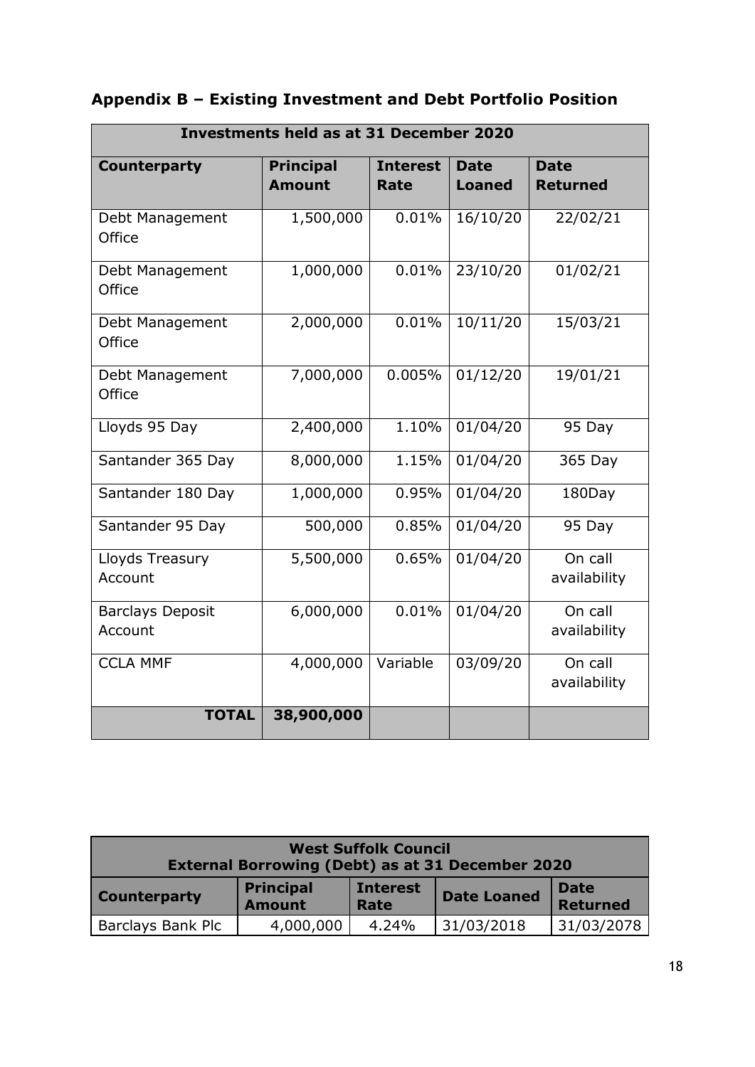## Appendix B – Existing Investment and Debt Portfolio Position

| Investments held as at 31 December 2020 | | | | |
|---|---|---|---|---|
| **Counterparty** | **Principal Amount** | **Interest Rate** | **Date Loaned** | **Date Returned** |
| Debt Management Office | 1,500,000 | 0.01% | 16/10/20 | 22/02/21 |
| Debt Management Office | 1,000,000 | 0.01% | 23/10/20 | 01/02/21 |
| Debt Management Office | 2,000,000 | 0.01% | 10/11/20 | 15/03/21 |
| Debt Management Office | 7,000,000 | 0.005% | 01/12/20 | 19/01/21 |
| Lloyds 95 Day | 2,400,000 | 1.10% | 01/04/20 | 95 Day |
| Santander 365 Day | 8,000,000 | 1.15% | 01/04/20 | 365 Day |
| Santander 180 Day | 1,000,000 | 0.95% | 01/04/20 | 180Day |
| Santander 95 Day | 500,000 | 0.85% | 01/04/20 | 95 Day |
| Lloyds Treasury Account | 5,500,000 | 0.65% | 01/04/20 | On call availability |
| Barclays Deposit Account | 6,000,000 | 0.01% | 01/04/20 | On call availability |
| CCLA MMF | 4,000,000 | Variable | 03/09/20 | On call availability |
| **TOTAL** | **38,900,000** | | | |

| West Suffolk Council External Borrowing (Debt) as at 31 December 2020 | | | | |
|---|---|---|---|---|
| **Counterparty** | **Principal Amount** | **Interest Rate** | **Date Loaned** | **Date Returned** |
| Barclays Bank Plc | 4,000,000 | 4.24% | 31/03/2018 | 31/03/2078 |